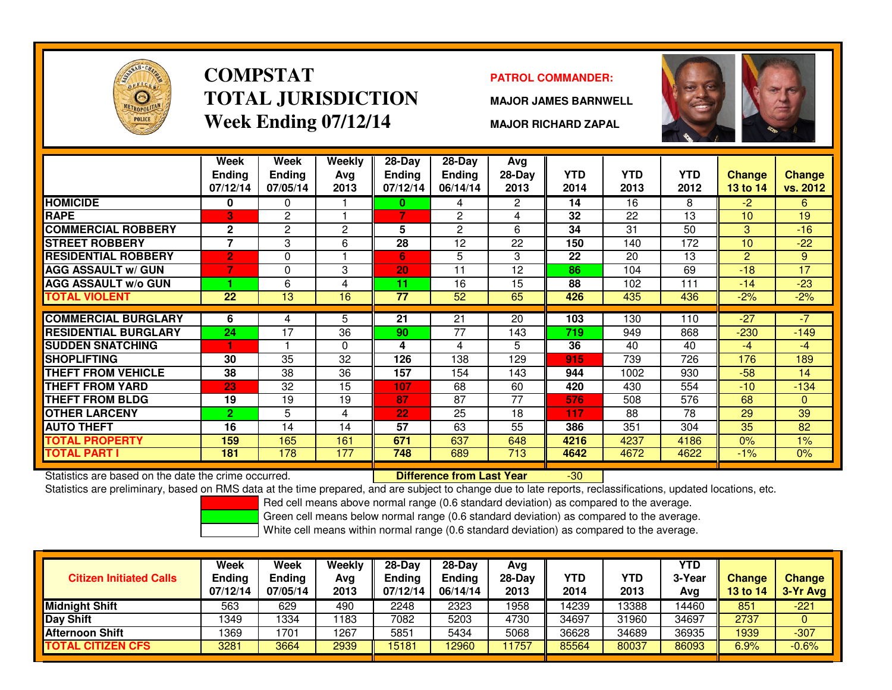# COMPSTAT
# TOTAL JURISDICTION
# Week Ending 07/12/14

**PATROL COMMANDER:**

**MAJOR JAMES BARNWELL**

**MAJOR RICHARD ZAPAL**

| | Week Ending 07/12/14 | Week Ending 07/05/14 | Weekly Avg 2013 | 28-Day Ending 07/12/14 | 28-Day Ending 06/14/14 | Avg 28-Day 2013 | YTD 2014 | YTD 2013 | YTD 2012 | Change 13 to 14 | Change vs. 2012 |
|---|---|---|---|---|---|---|---|---|---|---|---|
| HOMICIDE | 0 | 0 | 1 | 0 | 4 | 2 | 14 | 16 | 8 | -2 | 6 |
| RAPE | 3 | 2 | 1 | 7 | 2 | 4 | 32 | 22 | 13 | 10 | 19 |
| COMMERCIAL ROBBERY | 2 | 2 | 2 | 5 | 2 | 6 | 34 | 31 | 50 | 3 | -16 |
| STREET ROBBERY | 7 | 3 | 6 | 28 | 12 | 22 | 150 | 140 | 172 | 10 | -22 |
| RESIDENTIAL ROBBERY | 2 | 0 | 1 | 6 | 5 | 3 | 22 | 20 | 13 | 2 | 9 |
| AGG ASSAULT w/ GUN | 7 | 0 | 3 | 20 | 11 | 12 | 86 | 104 | 69 | -18 | 17 |
| AGG ASSAULT w/o GUN | 1 | 6 | 4 | 11 | 16 | 15 | 88 | 102 | 111 | -14 | -23 |
| TOTAL VIOLENT | 22 | 13 | 16 | 77 | 52 | 65 | 426 | 435 | 436 | -2% | -2% |
| COMMERCIAL BURGLARY | 6 | 4 | 5 | 21 | 21 | 20 | 103 | 130 | 110 | -27 | -7 |
| RESIDENTIAL BURGLARY | 24 | 17 | 36 | 90 | 77 | 143 | 719 | 949 | 868 | -230 | -149 |
| SUDDEN SNATCHING | 1 | 1 | 0 | 4 | 4 | 5 | 36 | 40 | 40 | -4 | -4 |
| SHOPLIFTING | 30 | 35 | 32 | 126 | 138 | 129 | 915 | 739 | 726 | 176 | 189 |
| THEFT FROM VEHICLE | 38 | 38 | 36 | 157 | 154 | 143 | 944 | 1002 | 930 | -58 | 14 |
| THEFT FROM YARD | 23 | 32 | 15 | 107 | 68 | 60 | 420 | 430 | 554 | -10 | -134 |
| THEFT FROM BLDG | 19 | 19 | 19 | 87 | 87 | 77 | 576 | 508 | 576 | 68 | 0 |
| OTHER LARCENY | 2 | 5 | 4 | 22 | 25 | 18 | 117 | 88 | 78 | 29 | 39 |
| AUTO THEFT | 16 | 14 | 14 | 57 | 63 | 55 | 386 | 351 | 304 | 35 | 82 |
| TOTAL PROPERTY | 159 | 165 | 161 | 671 | 637 | 648 | 4216 | 4237 | 4186 | 0% | 1% |
| TOTAL PART I | 181 | 178 | 177 | 748 | 689 | 713 | 4642 | 4672 | 4622 | -1% | 0% |

Statistics are based on the date the crime occurred. **Difference from Last Year** -30

Statistics are preliminary, based on RMS data at the time prepared, and are subject to change due to late reports, reclassifications, updated locations, etc.

Red cell means above normal range (0.6 standard deviation) as compared to the average.

Green cell means below normal range (0.6 standard deviation) as compared to the average.

White cell means within normal range (0.6 standard deviation) as compared to the average.

| Citizen Initiated Calls | Week Ending 07/12/14 | Week Ending 07/05/14 | Weekly Avg 2013 | 28-Day Ending 07/12/14 | 28-Day Ending 06/14/14 | Avg 28-Day 2013 | YTD 2014 | YTD 2013 | YTD 3-Year Avg | Change 13 to 14 | Change 3-Yr Avg |
|---|---|---|---|---|---|---|---|---|---|---|---|
| Midnight Shift | 563 | 629 | 490 | 2248 | 2323 | 1958 | 14239 | 13388 | 14460 | 851 | -221 |
| Day Shift | 1349 | 1334 | 1183 | 7082 | 5203 | 4730 | 34697 | 31960 | 34697 | 2737 | 0 |
| Afternoon Shift | 1369 | 1701 | 1267 | 5851 | 5434 | 5068 | 36628 | 34689 | 36935 | 1939 | -307 |
| TOTAL CITIZEN CFS | 3281 | 3664 | 2939 | 15181 | 12960 | 11757 | 85564 | 80037 | 86093 | 6.9% | -0.6% |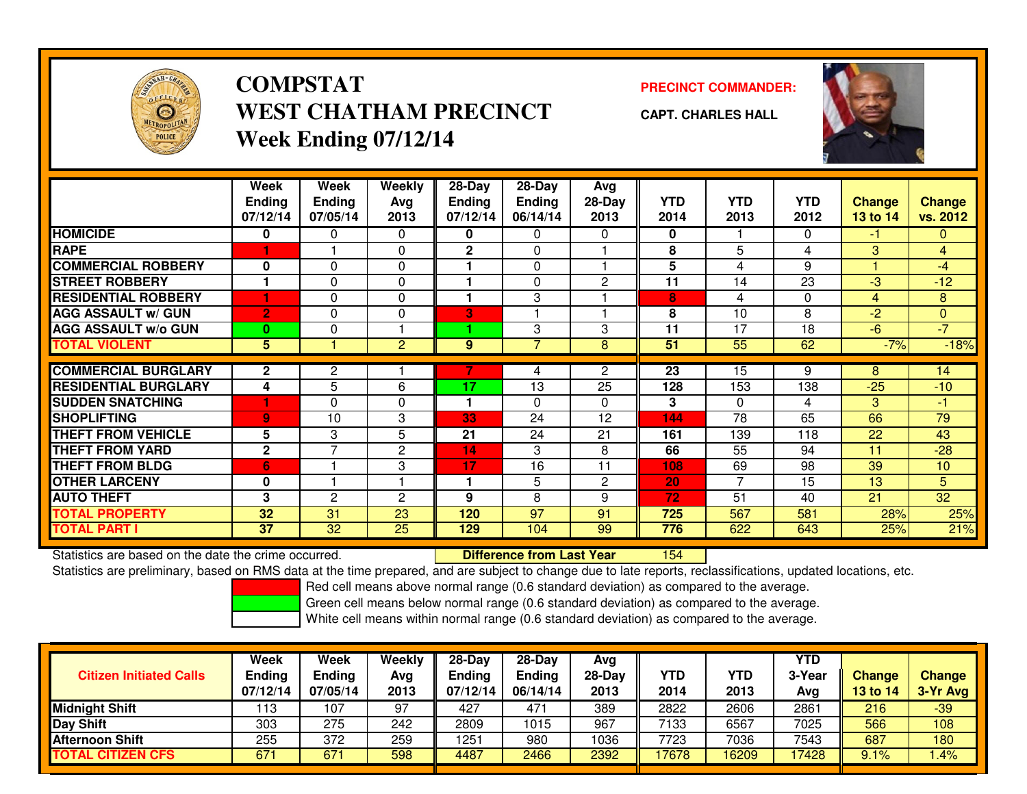# COMPSTAT
# WEST CHATHAM PRECINCT
# Week Ending 07/12/14

**PRECINCT COMMANDER:**

**CAPT. CHARLES HALL**

| | Week Ending 07/12/14 | Week Ending 07/05/14 | Weekly Avg 2013 | 28-Day Ending 07/12/14 | 28-Day Ending 06/14/14 | Avg 28-Day 2013 | YTD 2014 | YTD 2013 | YTD 2012 | Change 13 to 14 | Change vs. 2012 |
|---|---|---|---|---|---|---|---|---|---|---|---|
| HOMICIDE | 0 | 0 | 0 | 0 | 0 | 0 | 0 | 1 | 0 | -1 | 0 |
| RAPE | 1 | 1 | 0 | 2 | 0 | 1 | 8 | 5 | 4 | 3 | 4 |
| COMMERCIAL ROBBERY | 0 | 0 | 0 | 1 | 0 | 1 | 5 | 4 | 9 | 1 | -4 |
| STREET ROBBERY | 1 | 0 | 0 | 1 | 0 | 2 | 11 | 14 | 23 | -3 | -12 |
| RESIDENTIAL ROBBERY | 1 | 0 | 0 | 1 | 3 | 1 | 8 | 4 | 0 | 4 | 8 |
| AGG ASSAULT w/ GUN | 2 | 0 | 0 | 3 | 1 | 1 | 8 | 10 | 8 | -2 | 0 |
| AGG ASSAULT w/o GUN | 0 | 0 | 1 | 1 | 3 | 3 | 11 | 17 | 18 | -6 | -7 |
| TOTAL VIOLENT | 5 | 1 | 2 | 9 | 7 | 8 | 51 | 55 | 62 | -7% | -18% |
| COMMERCIAL BURGLARY | 2 | 2 | 1 | 7 | 4 | 2 | 23 | 15 | 9 | 8 | 14 |
| RESIDENTIAL BURGLARY | 4 | 5 | 6 | 17 | 13 | 25 | 128 | 153 | 138 | -25 | -10 |
| SUDDEN SNATCHING | 1 | 0 | 0 | 1 | 0 | 0 | 3 | 0 | 4 | 3 | -1 |
| SHOPLIFTING | 9 | 10 | 3 | 33 | 24 | 12 | 144 | 78 | 65 | 66 | 79 |
| THEFT FROM VEHICLE | 5 | 3 | 5 | 21 | 24 | 21 | 161 | 139 | 118 | 22 | 43 |
| THEFT FROM YARD | 2 | 7 | 2 | 14 | 3 | 8 | 66 | 55 | 94 | 11 | -28 |
| THEFT FROM BLDG | 6 | 1 | 3 | 17 | 16 | 11 | 108 | 69 | 98 | 39 | 10 |
| OTHER LARCENY | 0 | 1 | 1 | 1 | 5 | 2 | 20 | 7 | 15 | 13 | 5 |
| AUTO THEFT | 3 | 2 | 2 | 9 | 8 | 9 | 72 | 51 | 40 | 21 | 32 |
| TOTAL PROPERTY | 32 | 31 | 23 | 120 | 97 | 91 | 725 | 567 | 581 | 28% | 25% |
| TOTAL PART I | 37 | 32 | 25 | 129 | 104 | 99 | 776 | 622 | 643 | 25% | 21% |

Statistics are based on the date the crime occurred. **Difference from Last Year** 154

Statistics are preliminary, based on RMS data at the time prepared, and are subject to change due to late reports, reclassifications, updated locations, etc.

Red cell means above normal range (0.6 standard deviation) as compared to the average.
Green cell means below normal range (0.6 standard deviation) as compared to the average.
White cell means within normal range (0.6 standard deviation) as compared to the average.

| Citizen Initiated Calls | Week Ending 07/12/14 | Week Ending 07/05/14 | Weekly Avg 2013 | 28-Day Ending 07/12/14 | 28-Day Ending 06/14/14 | Avg 28-Day 2013 | YTD 2014 | YTD 2013 | YTD 3-Year Avg | Change 13 to 14 | Change 3-Yr Avg |
|---|---|---|---|---|---|---|---|---|---|---|---|
| Midnight Shift | 113 | 107 | 97 | 427 | 471 | 389 | 2822 | 2606 | 2861 | 216 | -39 |
| Day Shift | 303 | 275 | 242 | 2809 | 1015 | 967 | 7133 | 6567 | 7025 | 566 | 108 |
| Afternoon Shift | 255 | 372 | 259 | 1251 | 980 | 1036 | 7723 | 7036 | 7543 | 687 | 180 |
| TOTAL CITIZEN CFS | 671 | 671 | 598 | 4487 | 2466 | 2392 | 17678 | 16209 | 17428 | 9.1% | 1.4% |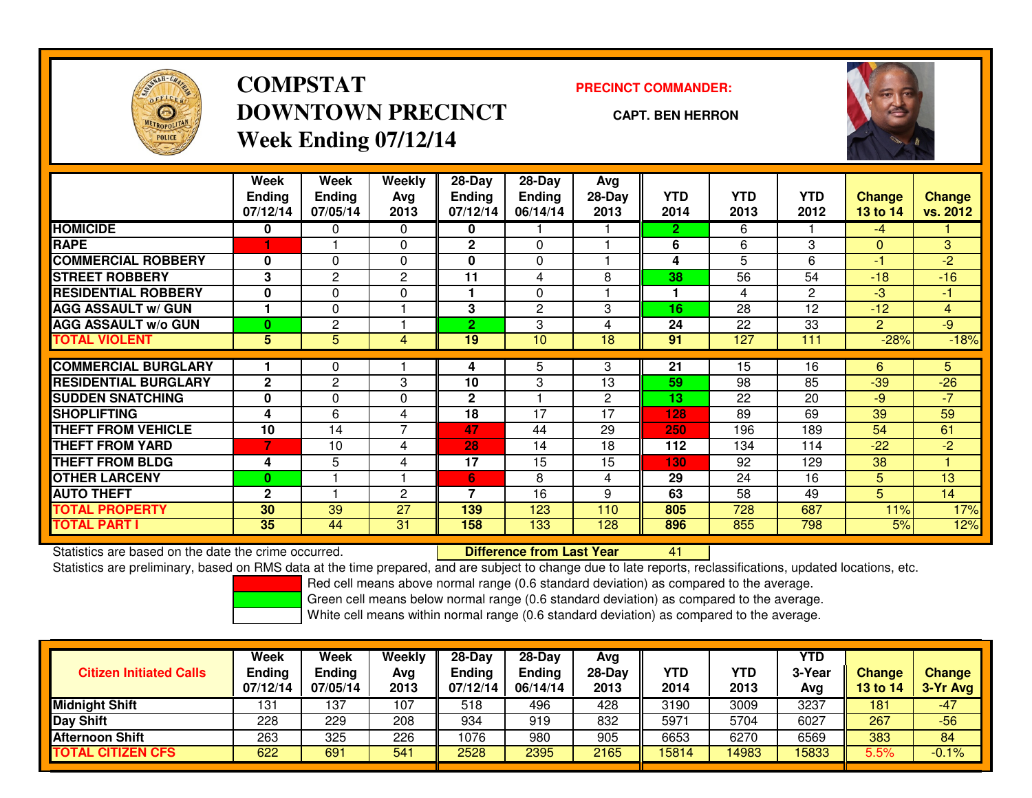# COMPSTAT
# DOWNTOWN PRECINCT
## Week Ending 07/12/14

**PRECINCT COMMANDER:**

**CAPT. BEN HERRON**

| | Week Ending 07/12/14 | Week Ending 07/05/14 | Weekly Avg 2013 | 28-Day Ending 07/12/14 | 28-Day Ending 06/14/14 | Avg 28-Day 2013 | YTD 2014 | YTD 2013 | YTD 2012 | Change 13 to 14 | Change vs. 2012 |
|---|---|---|---|---|---|---|---|---|---|---|---|
| HOMICIDE | 0 | 0 | 0 | 0 | 1 | 1 | 2 | 6 | 1 | -4 | 1 |
| RAPE | 1 | 1 | 0 | 2 | 0 | 1 | 6 | 6 | 3 | 0 | 3 |
| COMMERCIAL ROBBERY | 0 | 0 | 0 | 0 | 0 | 1 | 4 | 5 | 6 | -1 | -2 |
| STREET ROBBERY | 3 | 2 | 2 | 11 | 4 | 8 | 38 | 56 | 54 | -18 | -16 |
| RESIDENTIAL ROBBERY | 0 | 0 | 0 | 1 | 0 | 1 | 1 | 4 | 2 | -3 | -1 |
| AGG ASSAULT w/ GUN | 1 | 0 | 1 | 3 | 2 | 3 | 16 | 28 | 12 | -12 | 4 |
| AGG ASSAULT w/o GUN | 0 | 2 | 1 | 2 | 3 | 4 | 24 | 22 | 33 | 2 | -9 |
| **TOTAL VIOLENT** | 5 | 5 | 4 | 19 | 10 | 18 | 91 | 127 | 111 | -28% | -18% |
| COMMERCIAL BURGLARY | 1 | 0 | 1 | 4 | 5 | 3 | 21 | 15 | 16 | 6 | 5 |
| RESIDENTIAL BURGLARY | 2 | 2 | 3 | 10 | 3 | 13 | 59 | 98 | 85 | -39 | -26 |
| SUDDEN SNATCHING | 0 | 0 | 0 | 2 | 1 | 2 | 13 | 22 | 20 | -9 | -7 |
| SHOPLIFTING | 4 | 6 | 4 | 18 | 17 | 17 | 128 | 89 | 69 | 39 | 59 |
| THEFT FROM VEHICLE | 10 | 14 | 7 | 47 | 44 | 29 | 250 | 196 | 189 | 54 | 61 |
| THEFT FROM YARD | 7 | 10 | 4 | 28 | 14 | 18 | 112 | 134 | 114 | -22 | -2 |
| THEFT FROM BLDG | 4 | 5 | 4 | 17 | 15 | 15 | 130 | 92 | 129 | 38 | 1 |
| OTHER LARCENY | 0 | 1 | 1 | 6 | 8 | 4 | 29 | 24 | 16 | 5 | 13 |
| AUTO THEFT | 2 | 1 | 2 | 7 | 16 | 9 | 63 | 58 | 49 | 5 | 14 |
| **TOTAL PROPERTY** | 30 | 39 | 27 | 139 | 123 | 110 | 805 | 728 | 687 | 11% | 17% |
| **TOTAL PART I** | 35 | 44 | 31 | 158 | 133 | 128 | 896 | 855 | 798 | 5% | 12% |

Statistics are based on the date the crime occurred. **Difference from Last Year** 41

Statistics are preliminary, based on RMS data at the time prepared, and are subject to change due to late reports, reclassifications, updated locations, etc.

Red cell means above normal range (0.6 standard deviation) as compared to the average.
Green cell means below normal range (0.6 standard deviation) as compared to the average.
White cell means within normal range (0.6 standard deviation) as compared to the average.

| Citizen Initiated Calls | Week Ending 07/12/14 | Week Ending 07/05/14 | Weekly Avg 2013 | 28-Day Ending 07/12/14 | 28-Day Ending 06/14/14 | Avg 28-Day 2013 | YTD 2014 | YTD 2013 | YTD 3-Year Avg | Change 13 to 14 | Change 3-Yr Avg |
|---|---|---|---|---|---|---|---|---|---|---|---|
| Midnight Shift | 131 | 137 | 107 | 518 | 496 | 428 | 3190 | 3009 | 3237 | 181 | -47 |
| Day Shift | 228 | 229 | 208 | 934 | 919 | 832 | 5971 | 5704 | 6027 | 267 | -56 |
| Afternoon Shift | 263 | 325 | 226 | 1076 | 980 | 905 | 6653 | 6270 | 6569 | 383 | 84 |
| **TOTAL CITIZEN CFS** | 622 | 691 | 541 | 2528 | 2395 | 2165 | 15814 | 14983 | 15833 | 5.5% | -0.1% |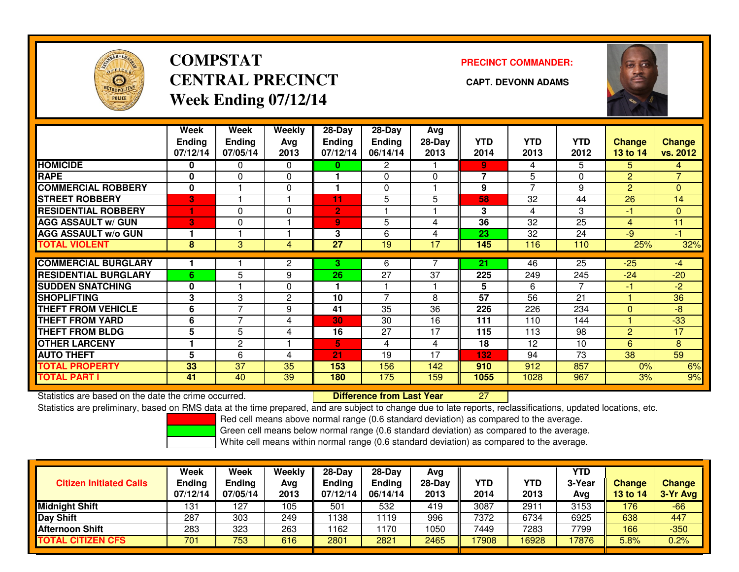# COMPSTAT CENTRAL PRECINCT
## Week Ending 07/12/14

**PRECINCT COMMANDER:**

**CAPT. DEVONN ADAMS**

| | Week Ending 07/12/14 | Week Ending 07/05/14 | Weekly Avg 2013 | 28-Day Ending 07/12/14 | 28-Day Ending 06/14/14 | Avg 28-Day 2013 | YTD 2014 | YTD 2013 | YTD 2012 | Change 13 to 14 | Change vs. 2012 |
|---|---|---|---|---|---|---|---|---|---|---|---|
| HOMICIDE | 0 | 0 | 0 | 0 | 2 | 1 | 9 | 4 | 5 | 5 | 4 |
| RAPE | 0 | 0 | 0 | 1 | 0 | 0 | 7 | 5 | 0 | 2 | 7 |
| COMMERCIAL ROBBERY | 0 | 1 | 0 | 1 | 0 | 1 | 9 | 7 | 9 | 2 | 0 |
| STREET ROBBERY | 3 | 1 | 1 | 11 | 5 | 5 | 58 | 32 | 44 | 26 | 14 |
| RESIDENTIAL ROBBERY | 1 | 0 | 0 | 2 | 1 | 1 | 3 | 4 | 3 | -1 | 0 |
| AGG ASSAULT w/ GUN | 3 | 0 | 1 | 9 | 5 | 4 | 36 | 32 | 25 | 4 | 11 |
| AGG ASSAULT w/o GUN | 1 | 1 | 1 | 3 | 6 | 4 | 23 | 32 | 24 | -9 | -1 |
| TOTAL VIOLENT | 8 | 3 | 4 | 27 | 19 | 17 | 145 | 116 | 110 | 25% | 32% |
| COMMERCIAL BURGLARY | 1 | 1 | 2 | 3 | 6 | 7 | 21 | 46 | 25 | -25 | -4 |
| RESIDENTIAL BURGLARY | 6 | 5 | 9 | 26 | 27 | 37 | 225 | 249 | 245 | -24 | -20 |
| SUDDEN SNATCHING | 0 | 1 | 0 | 1 | 1 | 1 | 5 | 6 | 7 | -1 | -2 |
| SHOPLIFTING | 3 | 3 | 2 | 10 | 7 | 8 | 57 | 56 | 21 | 1 | 36 |
| THEFT FROM VEHICLE | 6 | 7 | 9 | 41 | 35 | 36 | 226 | 226 | 234 | 0 | -8 |
| THEFT FROM YARD | 6 | 7 | 4 | 30 | 30 | 16 | 111 | 110 | 144 | 1 | -33 |
| THEFT FROM BLDG | 5 | 5 | 4 | 16 | 27 | 17 | 115 | 113 | 98 | 2 | 17 |
| OTHER LARCENY | 1 | 2 | 1 | 5 | 4 | 4 | 18 | 12 | 10 | 6 | 8 |
| AUTO THEFT | 5 | 6 | 4 | 21 | 19 | 17 | 132 | 94 | 73 | 38 | 59 |
| TOTAL PROPERTY | 33 | 37 | 35 | 153 | 156 | 142 | 910 | 912 | 857 | 0% | 6% |
| TOTAL PART I | 41 | 40 | 39 | 180 | 175 | 159 | 1055 | 1028 | 967 | 3% | 9% |

Statistics are based on the date the crime occurred. **Difference from Last Year** 27

Statistics are preliminary, based on RMS data at the time prepared, and are subject to change due to late reports, reclassifications, updated locations, etc.

Red cell means above normal range (0.6 standard deviation) as compared to the average.

Green cell means below normal range (0.6 standard deviation) as compared to the average.

White cell means within normal range (0.6 standard deviation) as compared to the average.

| Citizen Initiated Calls | Week Ending 07/12/14 | Week Ending 07/05/14 | Weekly Avg 2013 | 28-Day Ending 07/12/14 | 28-Day Ending 06/14/14 | Avg 28-Day 2013 | YTD 2014 | YTD 2013 | YTD 3-Year Avg | Change 13 to 14 | Change 3-Yr Avg |
|---|---|---|---|---|---|---|---|---|---|---|---|
| Midnight Shift | 131 | 127 | 105 | 501 | 532 | 419 | 3087 | 2911 | 3153 | 176 | -66 |
| Day Shift | 287 | 303 | 249 | 1138 | 1119 | 996 | 7372 | 6734 | 6925 | 638 | 447 |
| Afternoon Shift | 283 | 323 | 263 | 1162 | 1170 | 1050 | 7449 | 7283 | 7799 | 166 | -350 |
| TOTAL CITIZEN CFS | 701 | 753 | 616 | 2801 | 2821 | 2465 | 17908 | 16928 | 17876 | 5.8% | 0.2% |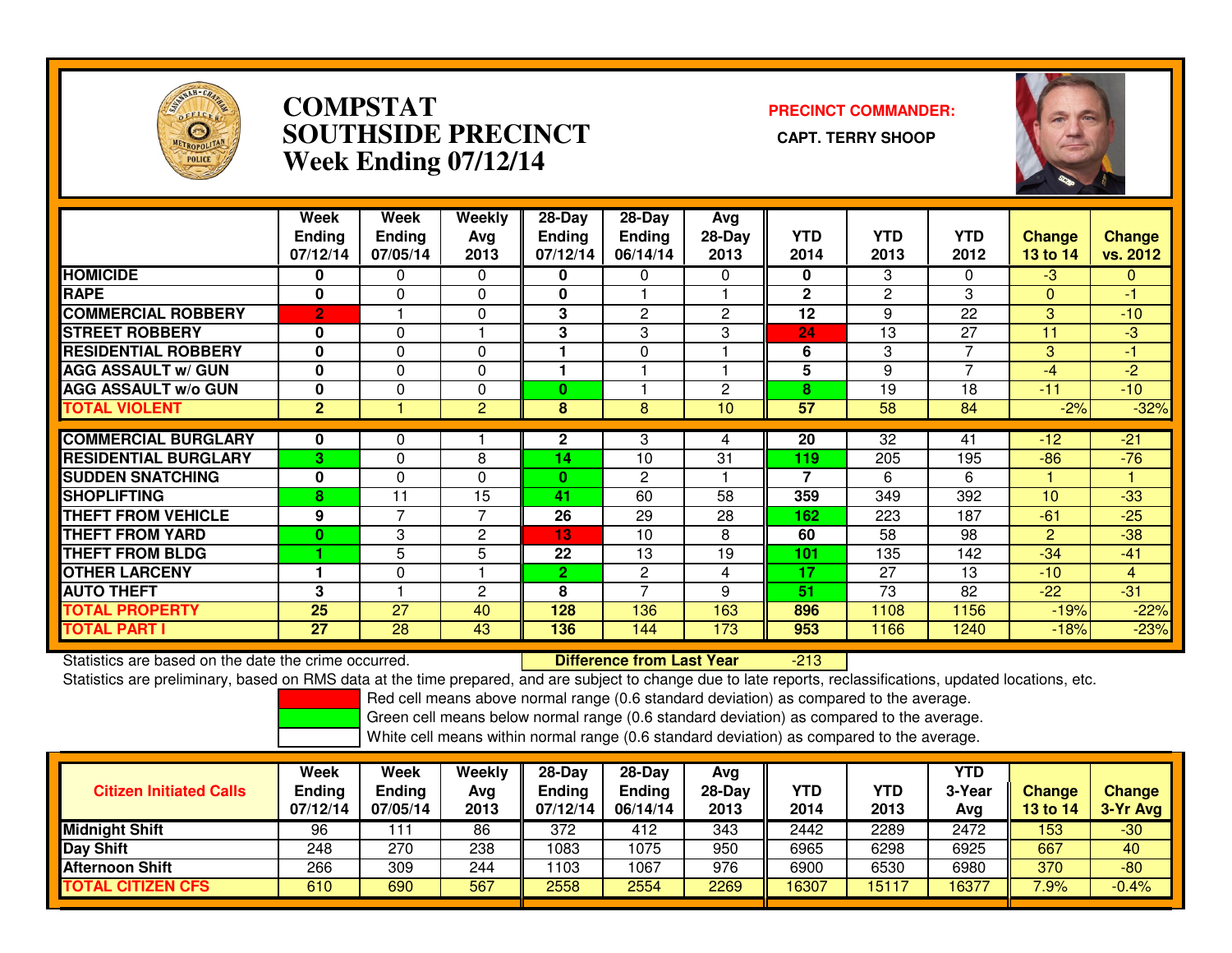# COMPSTAT
# SOUTHSIDE PRECINCT
# Week Ending 07/12/14

**PRECINCT COMMANDER:**

**CAPT. TERRY SHOOP**

| | Week Ending 07/12/14 | Week Ending 07/05/14 | Weekly Avg 2013 | 28-Day Ending 07/12/14 | 28-Day Ending 06/14/14 | Avg 28-Day 2013 | YTD 2014 | YTD 2013 | YTD 2012 | Change 13 to 14 | Change vs. 2012 |
|---|---|---|---|---|---|---|---|---|---|---|---|
| HOMICIDE | 0 | 0 | 0 | 0 | 0 | 0 | 0 | 3 | 0 | -3 | 0 |
| RAPE | 0 | 0 | 0 | 0 | 1 | 1 | 2 | 2 | 3 | 0 | -1 |
| COMMERCIAL ROBBERY | 2 | 1 | 0 | 3 | 2 | 2 | 12 | 9 | 22 | 3 | -10 |
| STREET ROBBERY | 0 | 0 | 1 | 3 | 3 | 3 | 24 | 13 | 27 | 11 | -3 |
| RESIDENTIAL ROBBERY | 0 | 0 | 0 | 1 | 0 | 1 | 6 | 3 | 7 | 3 | -1 |
| AGG ASSAULT w/ GUN | 0 | 0 | 0 | 1 | 1 | 1 | 5 | 9 | 7 | -4 | -2 |
| AGG ASSAULT w/o GUN | 0 | 0 | 0 | 0 | 1 | 2 | 8 | 19 | 18 | -11 | -10 |
| TOTAL VIOLENT | 2 | 1 | 2 | 8 | 8 | 10 | 57 | 58 | 84 | -2% | -32% |
| COMMERCIAL BURGLARY | 0 | 0 | 1 | 2 | 3 | 4 | 20 | 32 | 41 | -12 | -21 |
| RESIDENTIAL BURGLARY | 3 | 0 | 8 | 14 | 10 | 31 | 119 | 205 | 195 | -86 | -76 |
| SUDDEN SNATCHING | 0 | 0 | 0 | 0 | 2 | 1 | 7 | 6 | 6 | 1 | 1 |
| SHOPLIFTING | 8 | 11 | 15 | 41 | 60 | 58 | 359 | 349 | 392 | 10 | -33 |
| THEFT FROM VEHICLE | 9 | 7 | 7 | 26 | 29 | 28 | 162 | 223 | 187 | -61 | -25 |
| THEFT FROM YARD | 0 | 3 | 2 | 13 | 10 | 8 | 60 | 58 | 98 | 2 | -38 |
| THEFT FROM BLDG | 1 | 5 | 5 | 22 | 13 | 19 | 101 | 135 | 142 | -34 | -41 |
| OTHER LARCENY | 1 | 0 | 1 | 2 | 2 | 4 | 17 | 27 | 13 | -10 | 4 |
| AUTO THEFT | 3 | 1 | 2 | 8 | 7 | 9 | 51 | 73 | 82 | -22 | -31 |
| TOTAL PROPERTY | 25 | 27 | 40 | 128 | 136 | 163 | 896 | 1108 | 1156 | -19% | -22% |
| TOTAL PART I | 27 | 28 | 43 | 136 | 144 | 173 | 953 | 1166 | 1240 | -18% | -23% |

Statistics are based on the date the crime occurred. **Difference from Last Year** -213

Statistics are preliminary, based on RMS data at the time prepared, and are subject to change due to late reports, reclassifications, updated locations, etc.

Red cell means above normal range (0.6 standard deviation) as compared to the average.

Green cell means below normal range (0.6 standard deviation) as compared to the average.

White cell means within normal range (0.6 standard deviation) as compared to the average.

| Citizen Initiated Calls | Week Ending 07/12/14 | Week Ending 07/05/14 | Weekly Avg 2013 | 28-Day Ending 07/12/14 | 28-Day Ending 06/14/14 | Avg 28-Day 2013 | YTD 2014 | YTD 2013 | YTD 3-Year Avg | Change 13 to 14 | Change 3-Yr Avg |
|---|---|---|---|---|---|---|---|---|---|---|---|
| Midnight Shift | 96 | 111 | 86 | 372 | 412 | 343 | 2442 | 2289 | 2472 | 153 | -30 |
| Day Shift | 248 | 270 | 238 | 1083 | 1075 | 950 | 6965 | 6298 | 6925 | 667 | 40 |
| Afternoon Shift | 266 | 309 | 244 | 1103 | 1067 | 976 | 6900 | 6530 | 6980 | 370 | -80 |
| TOTAL CITIZEN CFS | 610 | 690 | 567 | 2558 | 2554 | 2269 | 16307 | 15117 | 16377 | 7.9% | -0.4% |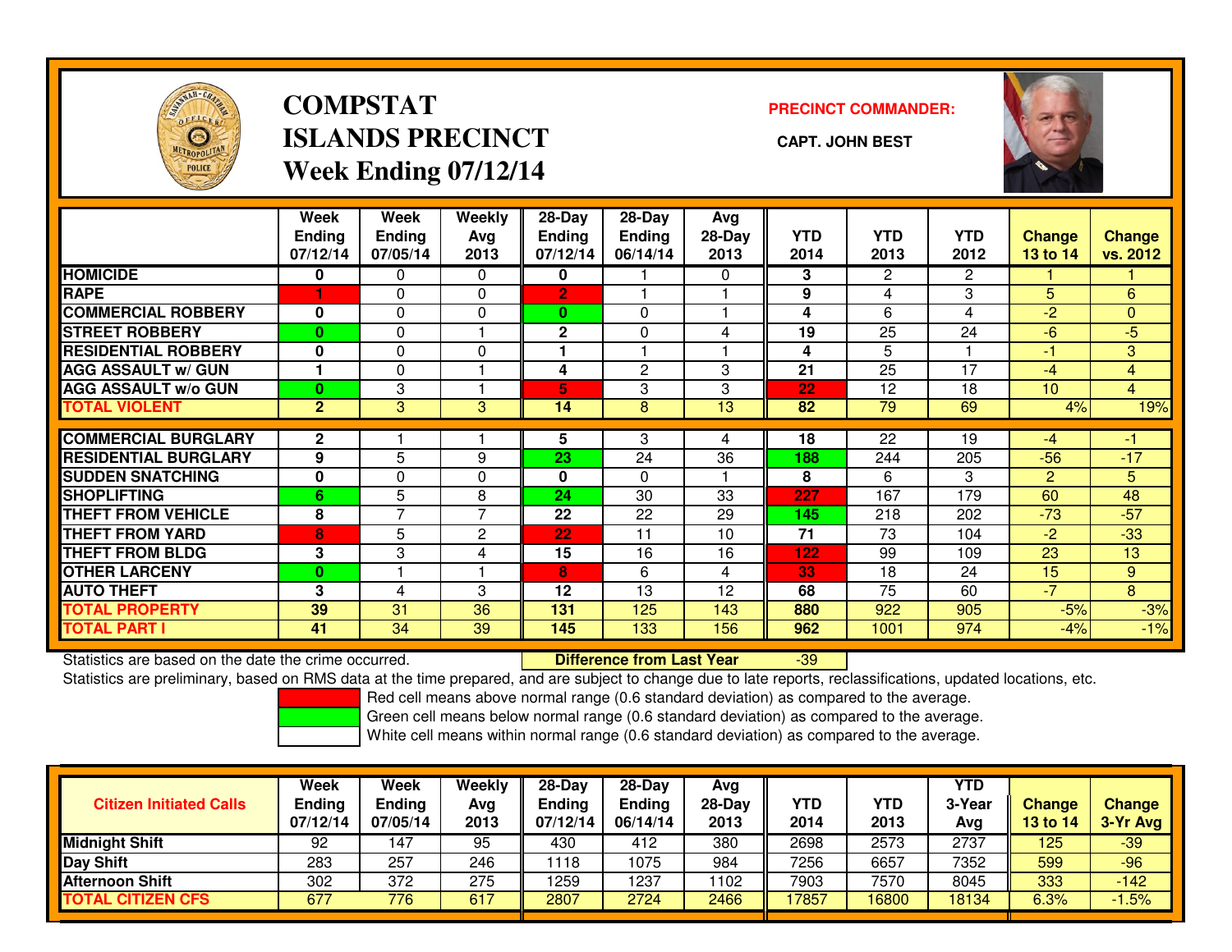# COMPSTAT
# ISLANDS PRECINCT
# Week Ending 07/12/14

**PRECINCT COMMANDER:**

**CAPT. JOHN BEST**

| | Week Ending 07/12/14 | Week Ending 07/05/14 | Weekly Avg 2013 | 28-Day Ending 07/12/14 | 28-Day Ending 06/14/14 | Avg 28-Day 2013 | YTD 2014 | YTD 2013 | YTD 2012 | Change 13 to 14 | Change vs. 2012 |
|---|---|---|---|---|---|---|---|---|---|---|---|
| HOMICIDE | 0 | 0 | 0 | 0 | 1 | 0 | 3 | 2 | 2 | 1 | 1 |
| RAPE | 1 | 0 | 0 | 2 | 1 | 1 | 9 | 4 | 3 | 5 | 6 |
| COMMERCIAL ROBBERY | 0 | 0 | 0 | 0 | 0 | 1 | 4 | 6 | 4 | -2 | 0 |
| STREET ROBBERY | 0 | 0 | 1 | 2 | 0 | 4 | 19 | 25 | 24 | -6 | -5 |
| RESIDENTIAL ROBBERY | 0 | 0 | 0 | 1 | 1 | 1 | 4 | 5 | 1 | -1 | 3 |
| AGG ASSAULT w/ GUN | 1 | 0 | 1 | 4 | 2 | 3 | 21 | 25 | 17 | -4 | 4 |
| AGG ASSAULT w/o GUN | 0 | 3 | 1 | 5 | 3 | 3 | 22 | 12 | 18 | 10 | 4 |
| TOTAL VIOLENT | 2 | 3 | 3 | 14 | 8 | 13 | 82 | 79 | 69 | 4% | 19% |
| COMMERCIAL BURGLARY | 2 | 1 | 1 | 5 | 3 | 4 | 18 | 22 | 19 | -4 | -1 |
| RESIDENTIAL BURGLARY | 9 | 5 | 9 | 23 | 24 | 36 | 188 | 244 | 205 | -56 | -17 |
| SUDDEN SNATCHING | 0 | 0 | 0 | 0 | 0 | 1 | 8 | 6 | 3 | 2 | 5 |
| SHOPLIFTING | 6 | 5 | 8 | 24 | 30 | 33 | 227 | 167 | 179 | 60 | 48 |
| THEFT FROM VEHICLE | 8 | 7 | 7 | 22 | 22 | 29 | 145 | 218 | 202 | -73 | -57 |
| THEFT FROM YARD | 8 | 5 | 2 | 22 | 11 | 10 | 71 | 73 | 104 | -2 | -33 |
| THEFT FROM BLDG | 3 | 3 | 4 | 15 | 16 | 16 | 122 | 99 | 109 | 23 | 13 |
| OTHER LARCENY | 0 | 1 | 1 | 8 | 6 | 4 | 33 | 18 | 24 | 15 | 9 |
| AUTO THEFT | 3 | 4 | 3 | 12 | 13 | 12 | 68 | 75 | 60 | -7 | 8 |
| TOTAL PROPERTY | 39 | 31 | 36 | 131 | 125 | 143 | 880 | 922 | 905 | -5% | -3% |
| TOTAL PART I | 41 | 34 | 39 | 145 | 133 | 156 | 962 | 1001 | 974 | -4% | -1% |

Statistics are based on the date the crime occurred. **Difference from Last Year** -39

Statistics are preliminary, based on RMS data at the time prepared, and are subject to change due to late reports, reclassifications, updated locations, etc.

Red cell means above normal range (0.6 standard deviation) as compared to the average.

Green cell means below normal range (0.6 standard deviation) as compared to the average.

White cell means within normal range (0.6 standard deviation) as compared to the average.

| Citizen Initiated Calls | Week Ending 07/12/14 | Week Ending 07/05/14 | Weekly Avg 2013 | 28-Day Ending 07/12/14 | 28-Day Ending 06/14/14 | Avg 28-Day 2013 | YTD 2014 | YTD 2013 | YTD 3-Year Avg | Change 13 to 14 | Change 3-Yr Avg |
|---|---|---|---|---|---|---|---|---|---|---|---|
| Midnight Shift | 92 | 147 | 95 | 430 | 412 | 380 | 2698 | 2573 | 2737 | 125 | -39 |
| Day Shift | 283 | 257 | 246 | 1118 | 1075 | 984 | 7256 | 6657 | 7352 | 599 | -96 |
| Afternoon Shift | 302 | 372 | 275 | 1259 | 1237 | 1102 | 7903 | 7570 | 8045 | 333 | -142 |
| TOTAL CITIZEN CFS | 677 | 776 | 617 | 2807 | 2724 | 2466 | 17857 | 16800 | 18134 | 6.3% | -1.5% |